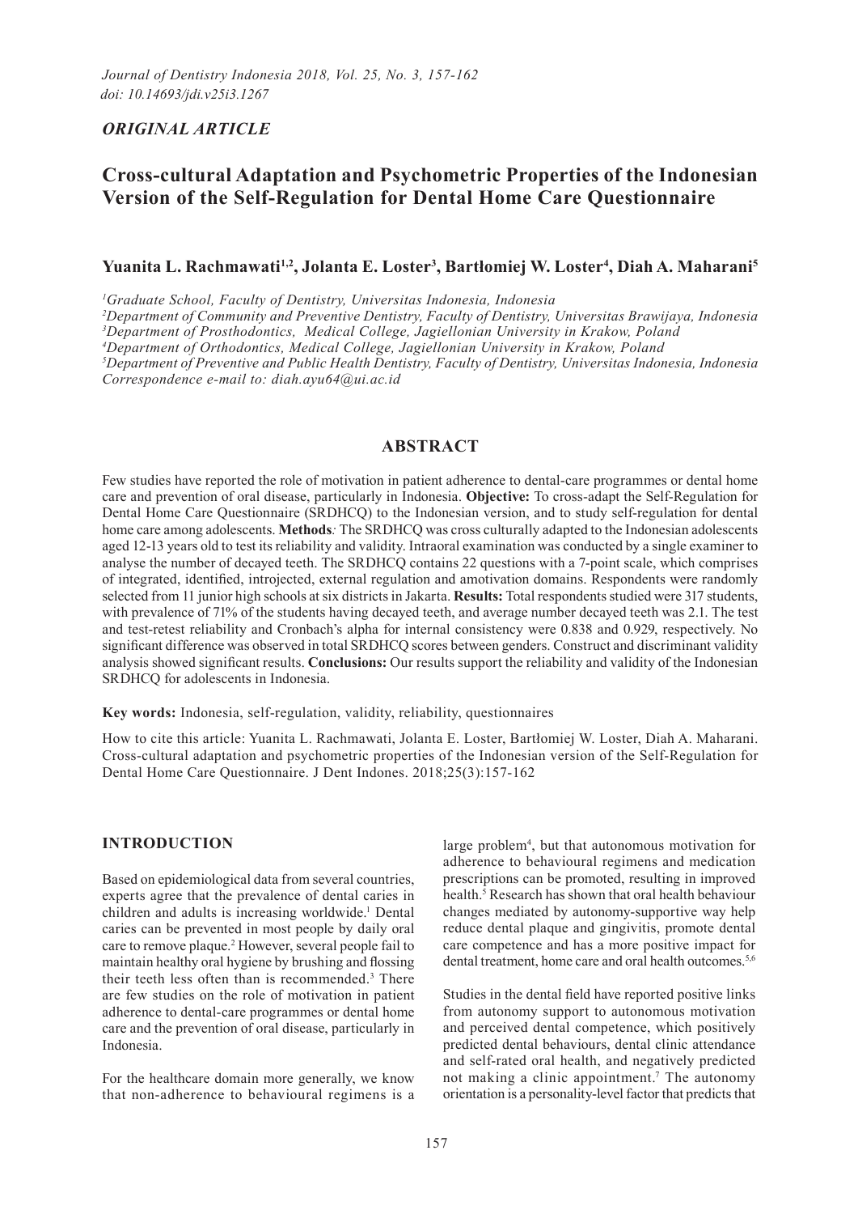*ORIGINAL ARTICLE*

# Cross-cultural Adaptation and Psychometric Properties of the Indonesian Version of the Self-Regulation for Dental Home Care Questionnaire

**Yuanita L. Rachmawati[1,2], Jolanta E. Loster[3], Bartłomiej W. Loster[4], Diah A. Maharani[5]**

*[1]Graduate School, Faculty of Dentistry, Universitas Indonesia, Indonesia*
*[2]Department of Community and Preventive Dentistry, Faculty of Dentistry, Universitas Brawijaya, Indonesia*
*[3]Department of Prosthodontics, Medical College, Jagiellonian University in Krakow, Poland*
*[4]Department of Orthodontics, Medical College, Jagiellonian University in Krakow, Poland*
*[5]Department of Preventive and Public Health Dentistry, Faculty of Dentistry, Universitas Indonesia, Indonesia*
*Correspondence e-mail to: diah.ayu64@ui.ac.id*

## ABSTRACT

Few studies have reported the role of motivation in patient adherence to dental-care programmes or dental home care and prevention of oral disease, particularly in Indonesia. **Objective:** To cross-adapt the Self-Regulation for Dental Home Care Questionnaire (SRDHCQ) to the Indonesian version, and to study self-regulation for dental home care among adolescents. **Methods***:* The SRDHCQ was cross culturally adapted to the Indonesian adolescents aged 12-13 years old to test its reliability and validity. Intraoral examination was conducted by a single examiner to analyse the number of decayed teeth. The SRDHCQ contains 22 questions with a 7-point scale, which comprises of integrated, identified, introjected, external regulation and amotivation domains. Respondents were randomly selected from 11 junior high schools at six districts in Jakarta. **Results:** Total respondents studied were 317 students, with prevalence of 71% of the students having decayed teeth, and average number decayed teeth was 2.1. The test and test-retest reliability and Cronbach's alpha for internal consistency were 0.838 and 0.929, respectively. No significant difference was observed in total SRDHCQ scores between genders. Construct and discriminant validity analysis showed significant results. **Conclusions:** Our results support the reliability and validity of the Indonesian SRDHCQ for adolescents in Indonesia.

**Key words:** Indonesia, self-regulation, validity, reliability, questionnaires

How to cite this article: Yuanita L. Rachmawati, Jolanta E. Loster, Bartłomiej W. Loster, Diah A. Maharani. Cross-cultural adaptation and psychometric properties of the Indonesian version of the Self-Regulation for Dental Home Care Questionnaire. J Dent Indones. 2018;25(3):157-162

## INTRODUCTION

Based on epidemiological data from several countries, experts agree that the prevalence of dental caries in children and adults is increasing worldwide.[1] Dental caries can be prevented in most people by daily oral care to remove plaque.[2] However, several people fail to maintain healthy oral hygiene by brushing and flossing their teeth less often than is recommended.[3] There are few studies on the role of motivation in patient adherence to dental-care programmes or dental home care and the prevention of oral disease, particularly in Indonesia.

For the healthcare domain more generally, we know that non-adherence to behavioural regimens is a large problem[4], but that autonomous motivation for adherence to behavioural regimens and medication prescriptions can be promoted, resulting in improved health.[5] Research has shown that oral health behaviour changes mediated by autonomy-supportive way help reduce dental plaque and gingivitis, promote dental care competence and has a more positive impact for dental treatment, home care and oral health outcomes.[5,6]

Studies in the dental field have reported positive links from autonomy support to autonomous motivation and perceived dental competence, which positively predicted dental behaviours, dental clinic attendance and self-rated oral health, and negatively predicted not making a clinic appointment.[7] The autonomy orientation is a personality-level factor that predicts that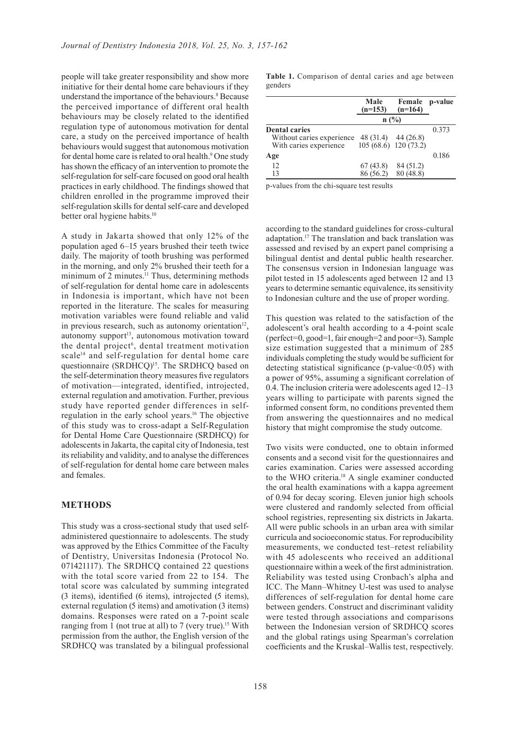people will take greater responsibility and show more initiative for their dental home care behaviours if they understand the importance of the behaviours.[8] Because the perceived importance of different oral health behaviours may be closely related to the identified regulation type of autonomous motivation for dental care, a study on the perceived importance of health behaviours would suggest that autonomous motivation for dental home care is related to oral health.[9] One study has shown the efficacy of an intervention to promote the self-regulation for self-care focused on good oral health practices in early childhood. The findings showed that children enrolled in the programme improved their self-regulation skills for dental self-care and developed better oral hygiene habits.[10]

A study in Jakarta showed that only 12% of the population aged 6–15 years brushed their teeth twice daily. The majority of tooth brushing was performed in the morning, and only 2% brushed their teeth for a minimum of 2 minutes.[11] Thus, determining methods of self-regulation for dental home care in adolescents in Indonesia is important, which have not been reported in the literature. The scales for measuring motivation variables were found reliable and valid in previous research, such as autonomy orientation[12], autonomy support[13], autonomous motivation toward the dental project[6], dental treatment motivation scale[14] and self-regulation for dental home care questionnaire (SRDHCQ)[15]. The SRDHCQ based on the self-determination theory measures five regulators of motivation—integrated, identified, introjected, external regulation and amotivation. Further, previous study have reported gender differences in self-regulation in the early school years.[16] The objective of this study was to cross-adapt a Self-Regulation for Dental Home Care Questionnaire (SRDHCQ) for adolescents in Jakarta, the capital city of Indonesia, test its reliability and validity, and to analyse the differences of self-regulation for dental home care between males and females.

## METHODS

This study was a cross-sectional study that used self-administered questionnaire to adolescents. The study was approved by the Ethics Committee of the Faculty of Dentistry, Universitas Indonesia (Protocol No. 071421117). The SRDHCQ contained 22 questions with the total score varied from 22 to 154. The total score was calculated by summing integrated (3 items), identified (6 items), introjected (5 items), external regulation (5 items) and amotivation (3 items) domains. Responses were rated on a 7-point scale ranging from 1 (not true at all) to 7 (very true).[15] With permission from the author, the English version of the SRDHCQ was translated by a bilingual professional according to the standard guidelines for cross-cultural adaptation.[17] The translation and back translation was assessed and revised by an expert panel comprising a bilingual dentist and dental public health researcher. The consensus version in Indonesian language was pilot tested in 15 adolescents aged between 12 and 13 years to determine semantic equivalence, its sensitivity to Indonesian culture and the use of proper wording.

**Table 1.** Comparison of dental caries and age between genders

| | Male (n=153) | Female (n=164) | p-value |
|---|---|---|---|
| | n (%) | | |
| **Dental caries** | | | 0.373 |
| Without caries experience | 48 (31.4) | 44 (26.8) | |
| With caries experience | 105 (68.6) | 120 (73.2) | |
| **Age** | | | 0.186 |
| 12 | 67 (43.8) | 84 (51.2) | |
| 13 | 86 (56.2) | 80 (48.8) | |

p-values from the chi-square test results

This question was related to the satisfaction of the adolescent's oral health according to a 4-point scale (perfect=0, good=1, fair enough=2 and poor=3). Sample size estimation suggested that a minimum of 285 individuals completing the study would be sufficient for detecting statistical significance (p-value<0.05) with a power of 95%, assuming a significant correlation of 0.4. The inclusion criteria were adolescents aged 12–13 years willing to participate with parents signed the informed consent form, no conditions prevented them from answering the questionnaires and no medical history that might compromise the study outcome.

Two visits were conducted, one to obtain informed consents and a second visit for the questionnaires and caries examination. Caries were assessed according to the WHO criteria.[18] A single examiner conducted the oral health examinations with a kappa agreement of 0.94 for decay scoring. Eleven junior high schools were clustered and randomly selected from official school registries, representing six districts in Jakarta. All were public schools in an urban area with similar curricula and socioeconomic status. For reproducibility measurements, we conducted test–retest reliability with 45 adolescents who received an additional questionnaire within a week of the first administration. Reliability was tested using Cronbach's alpha and ICC. The Mann–Whitney U-test was used to analyse differences of self-regulation for dental home care between genders. Construct and discriminant validity were tested through associations and comparisons between the Indonesian version of SRDHCQ scores and the global ratings using Spearman's correlation coefficients and the Kruskal–Wallis test, respectively.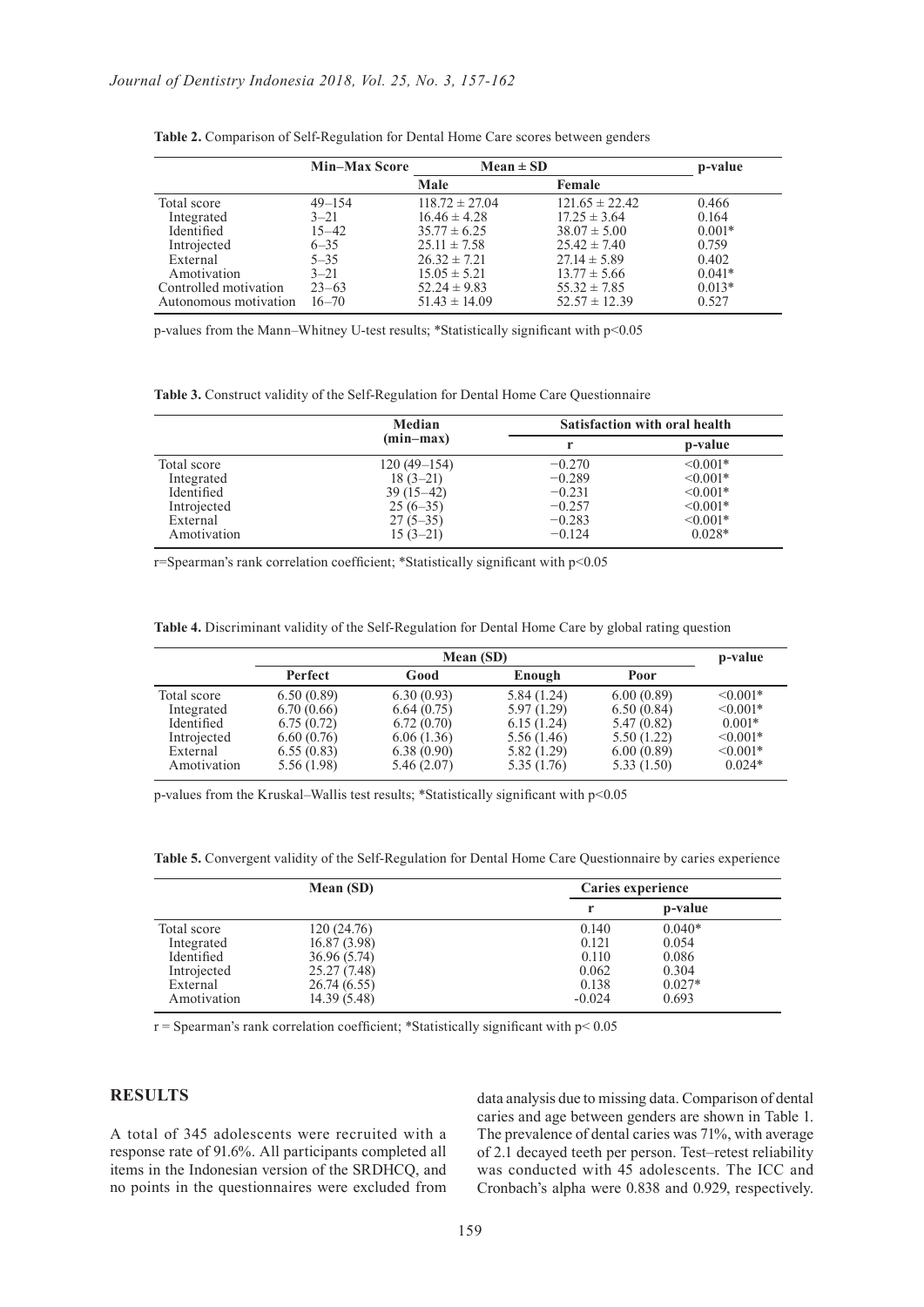**Table 2.** Comparison of Self-Regulation for Dental Home Care scores between genders

| | Min–Max Score | Mean ± SD | | p-value |
|---|---|---|---|---|
| | | Male | Female | |
| Total score | 49–154 | 118.72 ± 27.04 | 121.65 ± 22.42 | 0.466 |
| Integrated | 3–21 | 16.46 ± 4.28 | 17.25 ± 3.64 | 0.164 |
| Identified | 15–42 | 35.77 ± 6.25 | 38.07 ± 5.00 | 0.001* |
| Introjected | 6–35 | 25.11 ± 7.58 | 25.42 ± 7.40 | 0.759 |
| External | 5–35 | 26.32 ± 7.21 | 27.14 ± 5.89 | 0.402 |
| Amotivation | 3–21 | 15.05 ± 5.21 | 13.77 ± 5.66 | 0.041* |
| Controlled motivation | 23–63 | 52.24 ± 9.83 | 55.32 ± 7.85 | 0.013* |
| Autonomous motivation | 16–70 | 51.43 ± 14.09 | 52.57 ± 12.39 | 0.527 |

p-values from the Mann–Whitney U-test results; *Statistically significant with $p<0.05$

**Table 3.** Construct validity of the Self-Regulation for Dental Home Care Questionnaire

| | Median (min–max) | Satisfaction with oral health | |
|---|---|---|---|
| | | r | p-value |
| Total score | 120 (49–154) | −0.270 | <0.001* |
| Integrated | 18 (3–21) | −0.289 | <0.001* |
| Identified | 39 (15–42) | −0.231 | <0.001* |
| Introjected | 25 (6–35) | −0.257 | <0.001* |
| External | 27 (5–35) | −0.283 | <0.001* |
| Amotivation | 15 (3–21) | −0.124 | 0.028* |

r=Spearman's rank correlation coefficient; *Statistically significant with $p<0.05$

**Table 4.** Discriminant validity of the Self-Regulation for Dental Home Care by global rating question

| | Mean (SD) | | | | p-value |
|---|---|---|---|---|---|
| | Perfect | Good | Enough | Poor | |
| Total score | 6.50 (0.89) | 6.30 (0.93) | 5.84 (1.24) | 6.00 (0.89) | <0.001* |
| Integrated | 6.70 (0.66) | 6.64 (0.75) | 5.97 (1.29) | 6.50 (0.84) | <0.001* |
| Identified | 6.75 (0.72) | 6.72 (0.70) | 6.15 (1.24) | 5.47 (0.82) | 0.001* |
| Introjected | 6.60 (0.76) | 6.06 (1.36) | 5.56 (1.46) | 5.50 (1.22) | <0.001* |
| External | 6.55 (0.83) | 6.38 (0.90) | 5.82 (1.29) | 6.00 (0.89) | <0.001* |
| Amotivation | 5.56 (1.98) | 5.46 (2.07) | 5.35 (1.76) | 5.33 (1.50) | 0.024* |

p-values from the Kruskal–Wallis test results; *Statistically significant with $p<0.05$

**Table 5.** Convergent validity of the Self-Regulation for Dental Home Care Questionnaire by caries experience

| | Mean (SD) | Caries experience | |
|---|---|---|---|
| | | r | p-value |
| Total score | 120 (24.76) | 0.140 | 0.040* |
| Integrated | 16.87 (3.98) | 0.121 | 0.054 |
| Identified | 36.96 (5.74) | 0.110 | 0.086 |
| Introjected | 25.27 (7.48) | 0.062 | 0.304 |
| External | 26.74 (6.55) | 0.138 | 0.027* |
| Amotivation | 14.39 (5.48) | -0.024 | 0.693 |

r = Spearman's rank correlation coefficient; *Statistically significant with $p< 0.05$

## RESULTS

A total of 345 adolescents were recruited with a response rate of 91.6%. All participants completed all items in the Indonesian version of the SRDHCQ, and no points in the questionnaires were excluded from data analysis due to missing data. Comparison of dental caries and age between genders are shown in Table 1. The prevalence of dental caries was 71%, with average of 2.1 decayed teeth per person. Test–retest reliability was conducted with 45 adolescents. The ICC and Cronbach's alpha were 0.838 and 0.929, respectively.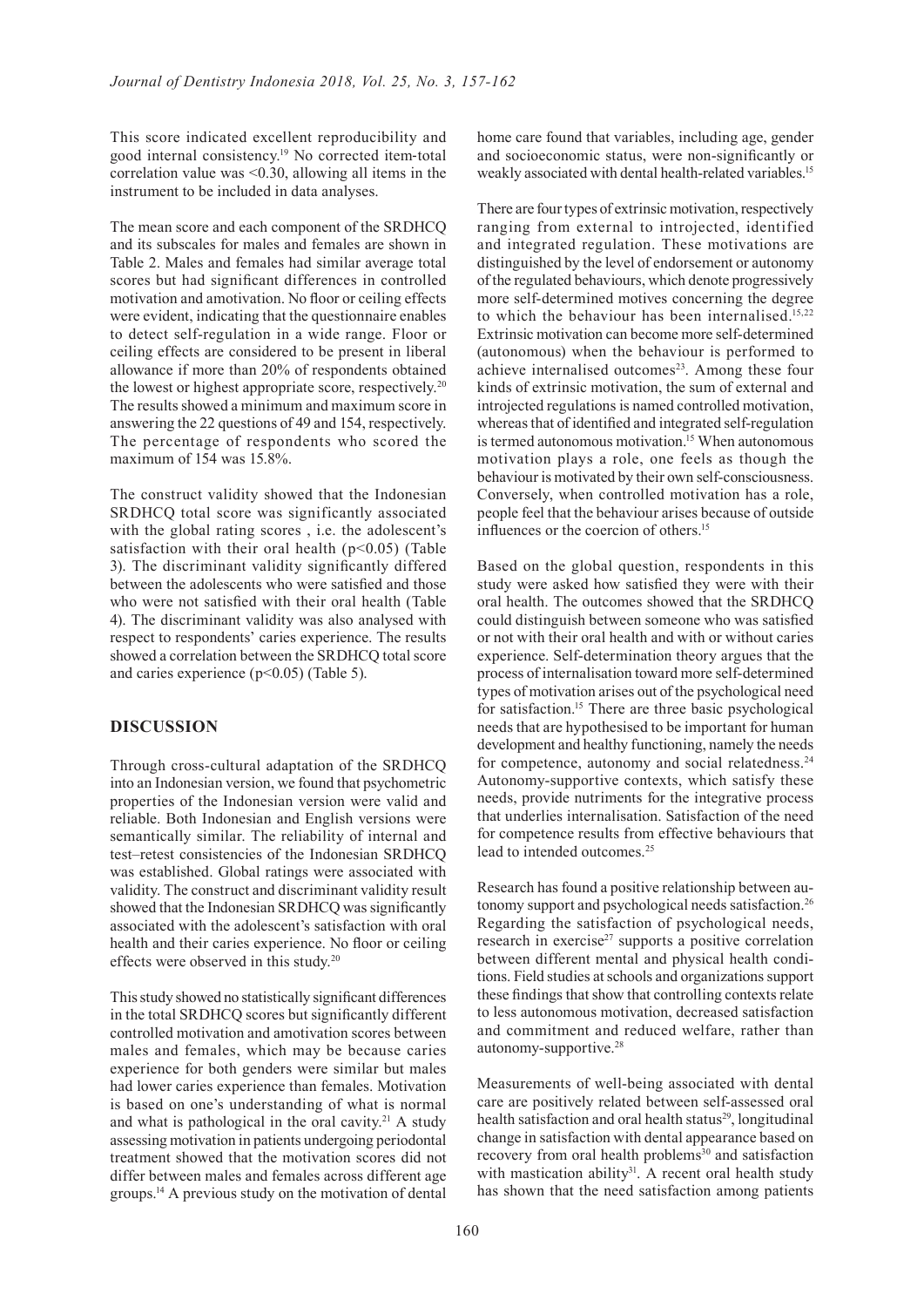This score indicated excellent reproducibility and good internal consistency.[19] No corrected item-total correlation value was <0.30, allowing all items in the instrument to be included in data analyses.

The mean score and each component of the SRDHCQ and its subscales for males and females are shown in Table 2. Males and females had similar average total scores but had significant differences in controlled motivation and amotivation. No floor or ceiling effects were evident, indicating that the questionnaire enables to detect self-regulation in a wide range. Floor or ceiling effects are considered to be present in liberal allowance if more than 20% of respondents obtained the lowest or highest appropriate score, respectively.[20] The results showed a minimum and maximum score in answering the 22 questions of 49 and 154, respectively. The percentage of respondents who scored the maximum of 154 was 15.8%.

The construct validity showed that the Indonesian SRDHCQ total score was significantly associated with the global rating scores , i.e. the adolescent's satisfaction with their oral health ($p<0.05$) (Table 3). The discriminant validity significantly differed between the adolescents who were satisfied and those who were not satisfied with their oral health (Table 4). The discriminant validity was also analysed with respect to respondents' caries experience. The results showed a correlation between the SRDHCQ total score and caries experience ($p<0.05$) (Table 5).

## DISCUSSION

Through cross-cultural adaptation of the SRDHCQ into an Indonesian version, we found that psychometric properties of the Indonesian version were valid and reliable. Both Indonesian and English versions were semantically similar. The reliability of internal and test–retest consistencies of the Indonesian SRDHCQ was established. Global ratings were associated with validity. The construct and discriminant validity result showed that the Indonesian SRDHCQ was significantly associated with the adolescent's satisfaction with oral health and their caries experience. No floor or ceiling effects were observed in this study.[20]

This study showed no statistically significant differences in the total SRDHCQ scores but significantly different controlled motivation and amotivation scores between males and females, which may be because caries experience for both genders were similar but males had lower caries experience than females. Motivation is based on one's understanding of what is normal and what is pathological in the oral cavity.[21] A study assessing motivation in patients undergoing periodontal treatment showed that the motivation scores did not differ between males and females across different age groups.[14] A previous study on the motivation of dental home care found that variables, including age, gender and socioeconomic status, were non-significantly or weakly associated with dental health-related variables.[15]

There are four types of extrinsic motivation, respectively ranging from external to introjected, identified and integrated regulation. These motivations are distinguished by the level of endorsement or autonomy of the regulated behaviours, which denote progressively more self-determined motives concerning the degree to which the behaviour has been internalised.[15,22] Extrinsic motivation can become more self-determined (autonomous) when the behaviour is performed to achieve internalised outcomes[23]. Among these four kinds of extrinsic motivation, the sum of external and introjected regulations is named controlled motivation, whereas that of identified and integrated self-regulation is termed autonomous motivation.[15] When autonomous motivation plays a role, one feels as though the behaviour is motivated by their own self-consciousness. Conversely, when controlled motivation has a role, people feel that the behaviour arises because of outside influences or the coercion of others.[15]

Based on the global question, respondents in this study were asked how satisfied they were with their oral health. The outcomes showed that the SRDHCQ could distinguish between someone who was satisfied or not with their oral health and with or without caries experience. Self-determination theory argues that the process of internalisation toward more self-determined types of motivation arises out of the psychological need for satisfaction.[15] There are three basic psychological needs that are hypothesised to be important for human development and healthy functioning, namely the needs for competence, autonomy and social relatedness.[24] Autonomy-supportive contexts, which satisfy these needs, provide nutriments for the integrative process that underlies internalisation. Satisfaction of the need for competence results from effective behaviours that lead to intended outcomes.[25]

Research has found a positive relationship between autonomy support and psychological needs satisfaction.[26] Regarding the satisfaction of psychological needs, research in exercise[27] supports a positive correlation between different mental and physical health conditions. Field studies at schools and organizations support these findings that show that controlling contexts relate to less autonomous motivation, decreased satisfaction and commitment and reduced welfare, rather than autonomy-supportive.[28]

Measurements of well-being associated with dental care are positively related between self-assessed oral health satisfaction and oral health status[29], longitudinal change in satisfaction with dental appearance based on recovery from oral health problems[30] and satisfaction with mastication ability[31]. A recent oral health study has shown that the need satisfaction among patients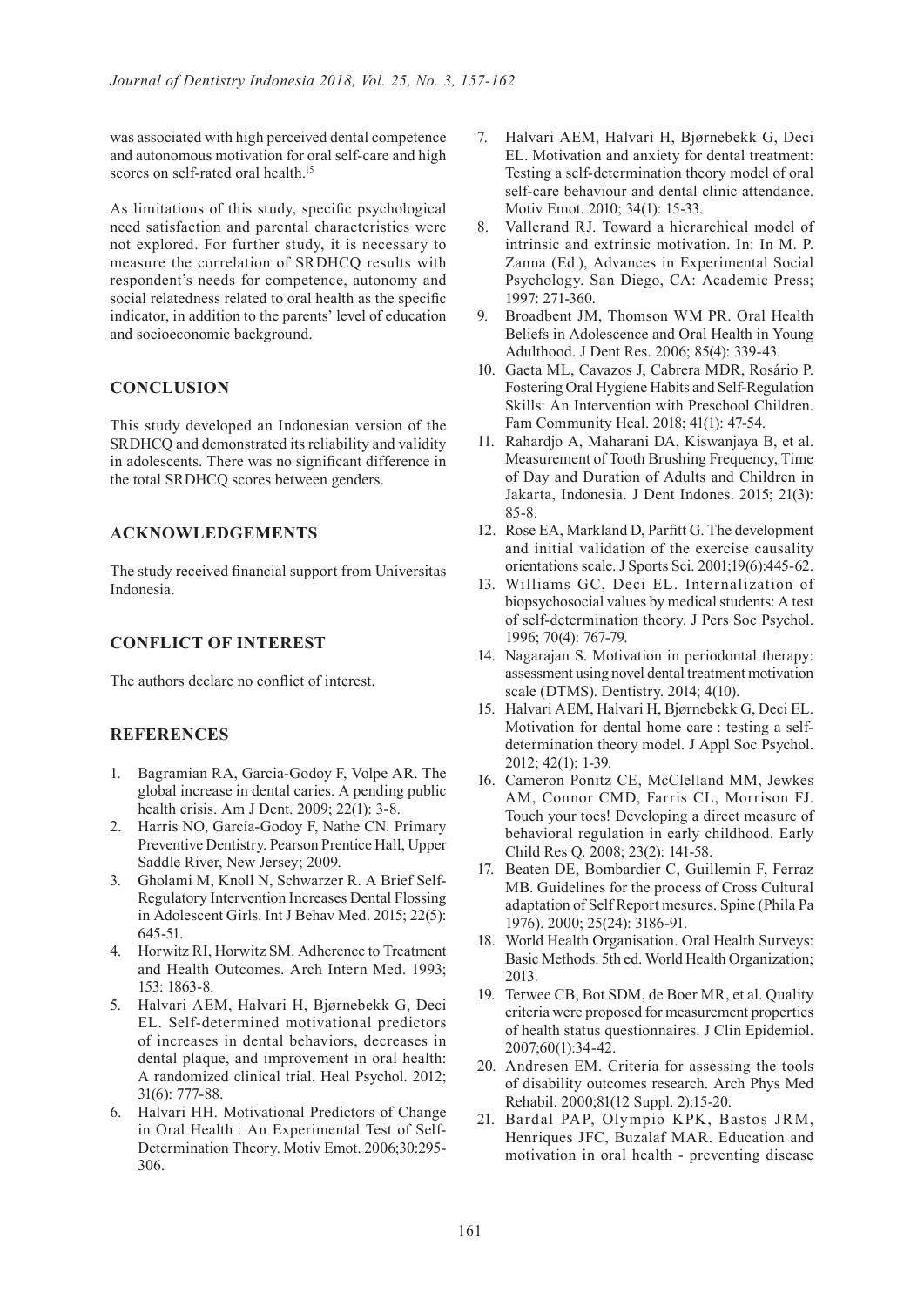was associated with high perceived dental competence and autonomous motivation for oral self-care and high scores on self-rated oral health.[15]

As limitations of this study, specific psychological need satisfaction and parental characteristics were not explored. For further study, it is necessary to measure the correlation of SRDHCQ results with respondent's needs for competence, autonomy and social relatedness related to oral health as the specific indicator, in addition to the parents' level of education and socioeconomic background.

## CONCLUSION

This study developed an Indonesian version of the SRDHCQ and demonstrated its reliability and validity in adolescents. There was no significant difference in the total SRDHCQ scores between genders.

## ACKNOWLEDGEMENTS

The study received financial support from Universitas Indonesia.

## CONFLICT OF INTEREST

The authors declare no conflict of interest.

## REFERENCES

1. Bagramian RA, Garcia-Godoy F, Volpe AR. The global increase in dental caries. A pending public health crisis. Am J Dent. 2009; 22(1): 3-8.
2. Harris NO, García-Godoy F, Nathe CN. Primary Preventive Dentistry. Pearson Prentice Hall, Upper Saddle River, New Jersey; 2009.
3. Gholami M, Knoll N, Schwarzer R. A Brief Self-Regulatory Intervention Increases Dental Flossing in Adolescent Girls. Int J Behav Med. 2015; 22(5): 645-51.
4. Horwitz RI, Horwitz SM. Adherence to Treatment and Health Outcomes. Arch Intern Med. 1993; 153: 1863-8.
5. Halvari AEM, Halvari H, Bjørnebekk G, Deci EL. Self-determined motivational predictors of increases in dental behaviors, decreases in dental plaque, and improvement in oral health: A randomized clinical trial. Heal Psychol. 2012; 31(6): 777-88.
6. Halvari HH. Motivational Predictors of Change in Oral Health : An Experimental Test of Self-Determination Theory. Motiv Emot. 2006;30:295-306.
7. Halvari AEM, Halvari H, Bjørnebekk G, Deci EL. Motivation and anxiety for dental treatment: Testing a self-determination theory model of oral self-care behaviour and dental clinic attendance. Motiv Emot. 2010; 34(1): 15-33.
8. Vallerand RJ. Toward a hierarchical model of intrinsic and extrinsic motivation. In: In M. P. Zanna (Ed.), Advances in Experimental Social Psychology. San Diego, CA: Academic Press; 1997: 271-360.
9. Broadbent JM, Thomson WM PR. Oral Health Beliefs in Adolescence and Oral Health in Young Adulthood. J Dent Res. 2006; 85(4): 339-43.
10. Gaeta ML, Cavazos J, Cabrera MDR, Rosário P. Fostering Oral Hygiene Habits and Self-Regulation Skills: An Intervention with Preschool Children. Fam Community Heal. 2018; 41(1): 47-54.
11. Rahardjo A, Maharani DA, Kiswanjaya B, et al. Measurement of Tooth Brushing Frequency, Time of Day and Duration of Adults and Children in Jakarta, Indonesia. J Dent Indones. 2015; 21(3): 85-8.
12. Rose EA, Markland D, Parfitt G. The development and initial validation of the exercise causality orientations scale. J Sports Sci. 2001;19(6):445-62.
13. Williams GC, Deci EL. Internalization of biopsychosocial values by medical students: A test of self-determination theory. J Pers Soc Psychol. 1996; 70(4): 767-79.
14. Nagarajan S. Motivation in periodontal therapy: assessment using novel dental treatment motivation scale (DTMS). Dentistry. 2014; 4(10).
15. Halvari AEM, Halvari H, Bjørnebekk G, Deci EL. Motivation for dental home care : testing a self-determination theory model. J Appl Soc Psychol. 2012; 42(1): 1-39.
16. Cameron Ponitz CE, McClelland MM, Jewkes AM, Connor CMD, Farris CL, Morrison FJ. Touch your toes! Developing a direct measure of behavioral regulation in early childhood. Early Child Res Q. 2008; 23(2): 141-58.
17. Beaten DE, Bombardier C, Guillemin F, Ferraz MB. Guidelines for the process of Cross Cultural adaptation of Self Report mesures. Spine (Phila Pa 1976). 2000; 25(24): 3186-91.
18. World Health Organisation. Oral Health Surveys: Basic Methods. 5th ed. World Health Organization; 2013.
19. Terwee CB, Bot SDM, de Boer MR, et al. Quality criteria were proposed for measurement properties of health status questionnaires. J Clin Epidemiol. 2007;60(1):34-42.
20. Andresen EM. Criteria for assessing the tools of disability outcomes research. Arch Phys Med Rehabil. 2000;81(12 Suppl. 2):15-20.
21. Bardal PAP, Olympio KPK, Bastos JRM, Henriques JFC, Buzalaf MAR. Education and motivation in oral health - preventing disease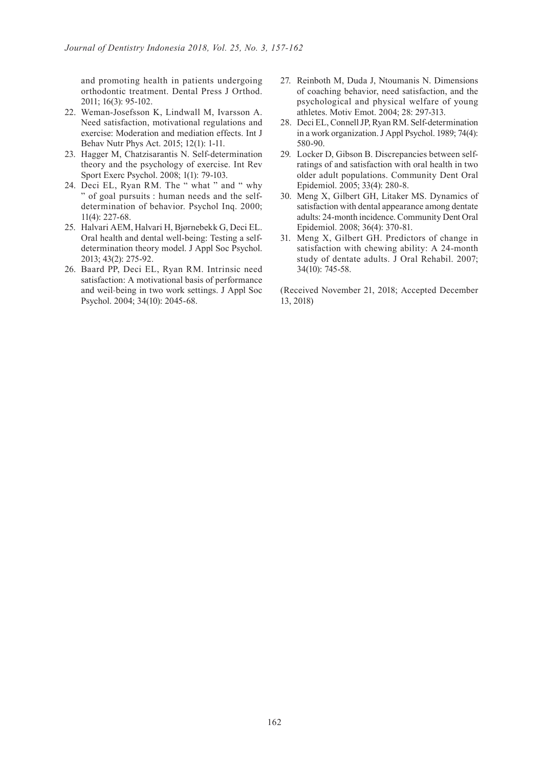and promoting health in patients undergoing orthodontic treatment. Dental Press J Orthod. 2011; 16(3): 95-102.

22. Weman-Josefsson K, Lindwall M, Ivarsson A. Need satisfaction, motivational regulations and exercise: Moderation and mediation effects. Int J Behav Nutr Phys Act. 2015; 12(1): 1-11.
23. Hagger M, Chatzisarantis N. Self-determination theory and the psychology of exercise. Int Rev Sport Exerc Psychol. 2008; 1(1): 79-103.
24. Deci EL, Ryan RM. The " what " and " why " of goal pursuits : human needs and the self-determination of behavior. Psychol Inq. 2000; 11(4): 227-68.
25. Halvari AEM, Halvari H, Bjørnebekk G, Deci EL. Oral health and dental well-being: Testing a self-determination theory model. J Appl Soc Psychol. 2013; 43(2): 275-92.
26. Baard PP, Deci EL, Ryan RM. Intrinsic need satisfaction: A motivational basis of performance and weil-being in two work settings. J Appl Soc Psychol. 2004; 34(10): 2045-68.
27. Reinboth M, Duda J, Ntoumanis N. Dimensions of coaching behavior, need satisfaction, and the psychological and physical welfare of young athletes. Motiv Emot. 2004; 28: 297-313.
28. Deci EL, Connell JP, Ryan RM. Self-determination in a work organization. J Appl Psychol. 1989; 74(4): 580-90.
29. Locker D, Gibson B. Discrepancies between self-ratings of and satisfaction with oral health in two older adult populations. Community Dent Oral Epidemiol. 2005; 33(4): 280-8.
30. Meng X, Gilbert GH, Litaker MS. Dynamics of satisfaction with dental appearance among dentate adults: 24-month incidence. Community Dent Oral Epidemiol. 2008; 36(4): 370-81.
31. Meng X, Gilbert GH. Predictors of change in satisfaction with chewing ability: A 24-month study of dentate adults. J Oral Rehabil. 2007; 34(10): 745-58.

(Received November 21, 2018; Accepted December 13, 2018)